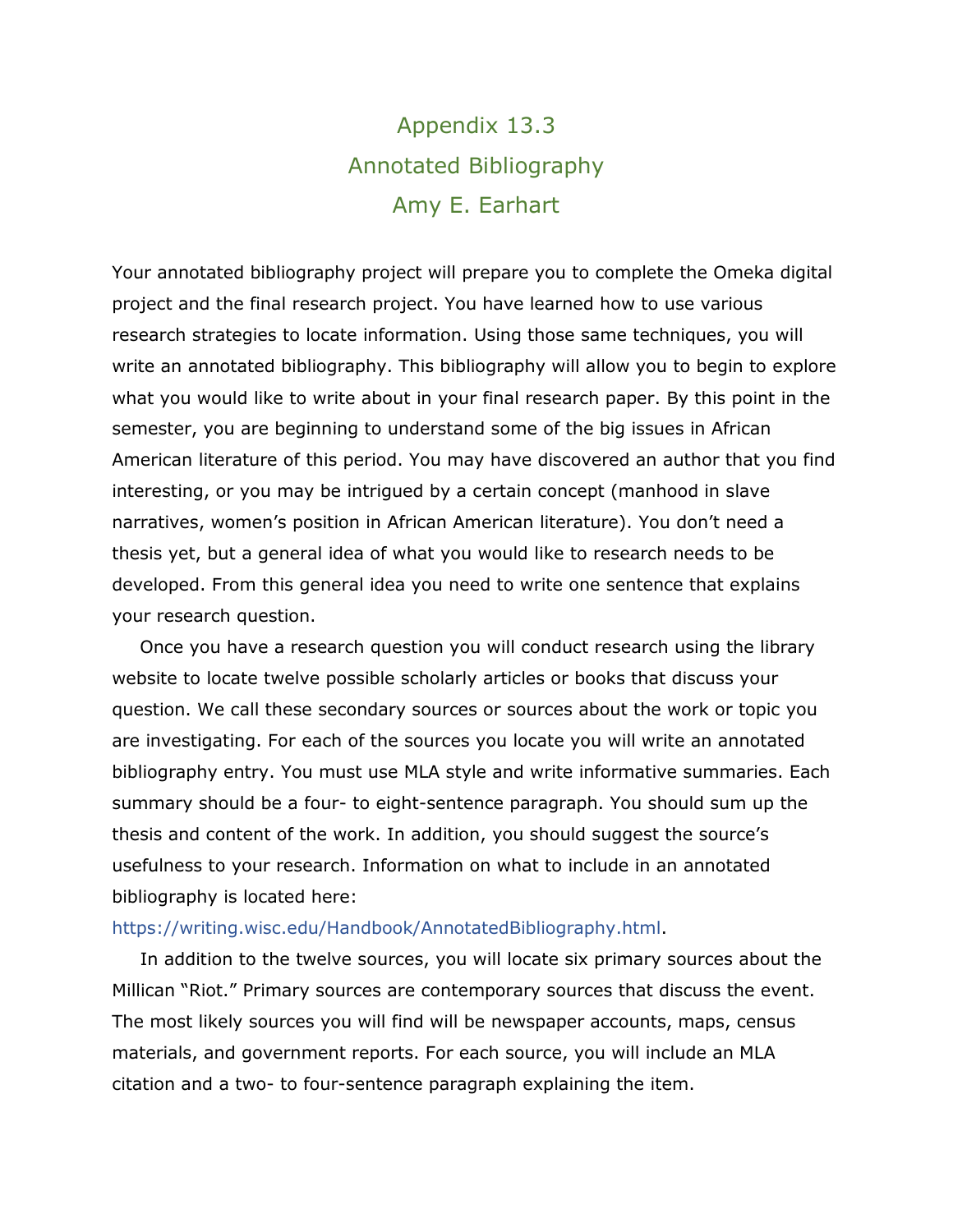# Appendix 13.3
# Annotated Bibliography
# Amy E. Earhart

Your annotated bibliography project will prepare you to complete the Omeka digital project and the final research project. You have learned how to use various research strategies to locate information. Using those same techniques, you will write an annotated bibliography. This bibliography will allow you to begin to explore what you would like to write about in your final research paper. By this point in the semester, you are beginning to understand some of the big issues in African American literature of this period. You may have discovered an author that you find interesting, or you may be intrigued by a certain concept (manhood in slave narratives, women's position in African American literature). You don't need a thesis yet, but a general idea of what you would like to research needs to be developed. From this general idea you need to write one sentence that explains your research question.

Once you have a research question you will conduct research using the library website to locate twelve possible scholarly articles or books that discuss your question. We call these secondary sources or sources about the work or topic you are investigating. For each of the sources you locate you will write an annotated bibliography entry. You must use MLA style and write informative summaries. Each summary should be a four- to eight-sentence paragraph. You should sum up the thesis and content of the work. In addition, you should suggest the source's usefulness to your research. Information on what to include in an annotated bibliography is located here: https://writing.wisc.edu/Handbook/AnnotatedBibliography.html.

In addition to the twelve sources, you will locate six primary sources about the Millican "Riot." Primary sources are contemporary sources that discuss the event. The most likely sources you will find will be newspaper accounts, maps, census materials, and government reports. For each source, you will include an MLA citation and a two- to four-sentence paragraph explaining the item.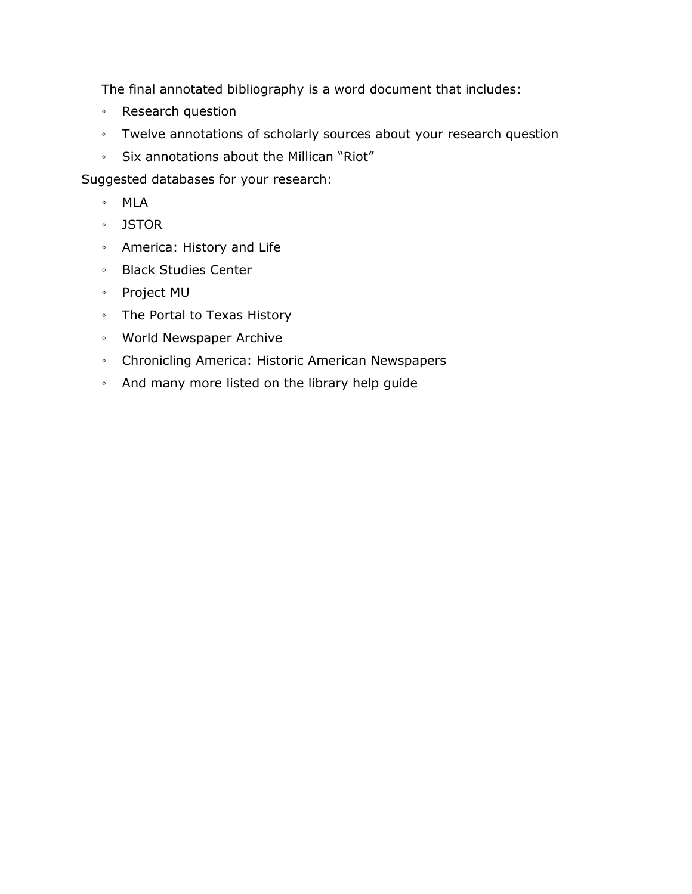The final annotated bibliography is a word document that includes:

- Research question
- Twelve annotations of scholarly sources about your research question
- Six annotations about the Millican "Riot"

Suggested databases for your research:

- MLA
- JSTOR
- America: History and Life
- Black Studies Center
- Project MU
- The Portal to Texas History
- World Newspaper Archive
- Chronicling America: Historic American Newspapers
- And many more listed on the library help guide